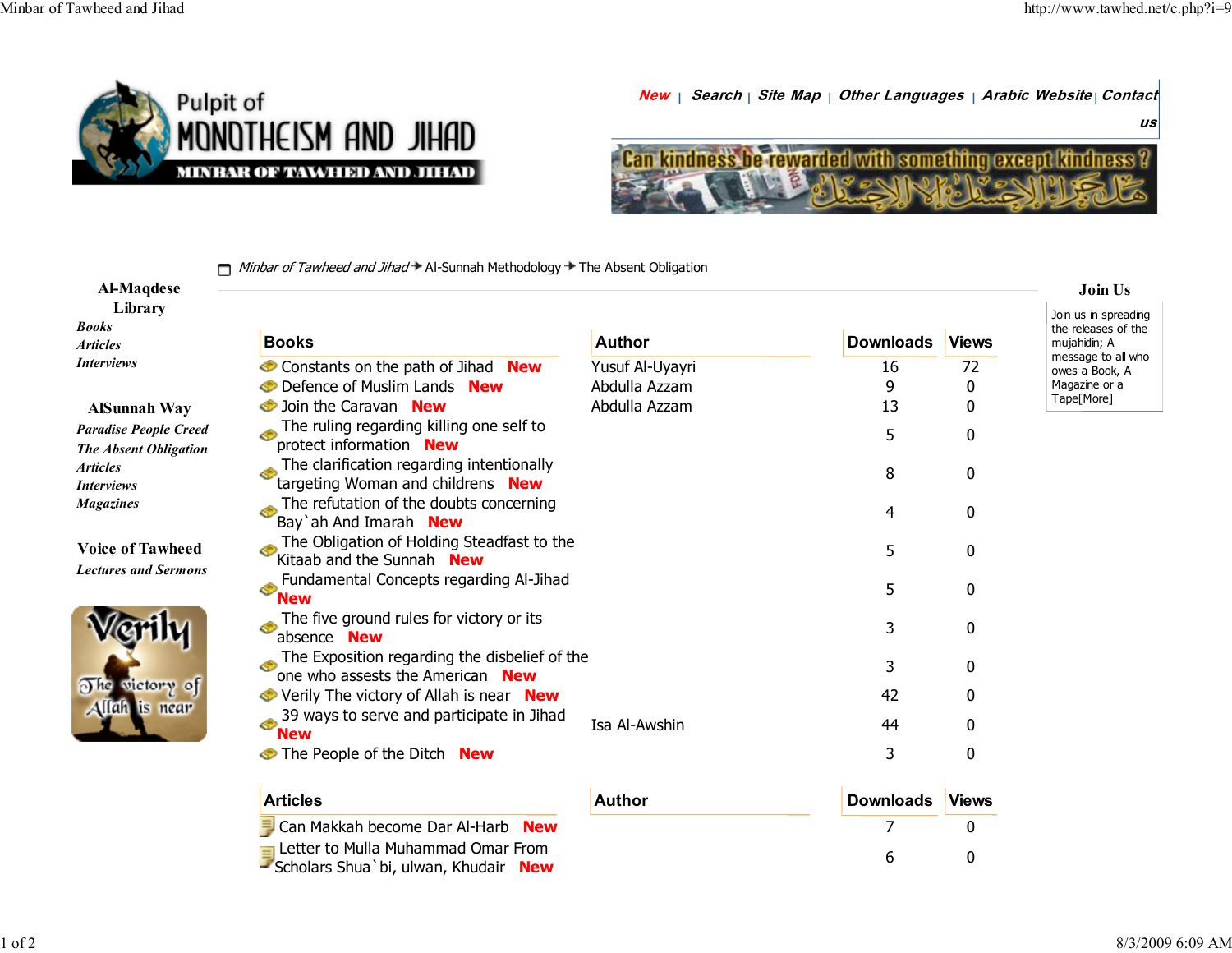Pulpit of
MONOTHEISM AND JIHAD
MINBAR OF TAWHED AND JIHAD

*New* | *Search* | *Site Map* | *Other Languages* | *Arabic Website* | *Contact us*

Can kindness be rewarded with something except kindness ?

هل جزاء الإحسان إلا الإحسان

*Minbar of Tawheed and Jihad* → Al-Sunnah Methodology → The Absent Obligation

**Al-Maqdese Library**

*Books*
*Articles*
*Interviews*

**AlSunnah Way**

*Paradise People Creed*
*The Absent Obligation*
*Articles*
*Interviews*
*Magazines*

**Voice of Tawheed**

*Lectures and Sermons*

Verily The victory of Allah is near

| Books | Author | Downloads | Views |
|---|---|---|---|
| Constants on the path of Jihad **New** | Yusuf Al-Uyayri | 16 | 72 |
| Defence of Muslim Lands **New** | Abdulla Azzam | 9 | 0 |
| Join the Caravan **New** | Abdulla Azzam | 13 | 0 |
| The ruling regarding killing one self to protect information **New** | | 5 | 0 |
| The clarification regarding intentionally targeting Woman and childrens **New** | | 8 | 0 |
| The refutation of the doubts concerning Bay`ah And Imarah **New** | | 4 | 0 |
| The Obligation of Holding Steadfast to the Kitaab and the Sunnah **New** | | 5 | 0 |
| Fundamental Concepts regarding Al-Jihad **New** | | 5 | 0 |
| The five ground rules for victory or its absence **New** | | 3 | 0 |
| The Exposition regarding the disbelief of the one who assests the American **New** | | 3 | 0 |
| Verily The victory of Allah is near **New** | | 42 | 0 |
| 39 ways to serve and participate in Jihad **New** | Isa Al-Awshin | 44 | 0 |
| The People of the Ditch **New** | | 3 | 0 |

| Articles | Author | Downloads | Views |
|---|---|---|---|
| Can Makkah become Dar Al-Harb **New** | | 7 | 0 |
| Letter to Mulla Muhammad Omar From Scholars Shua`bi, ulwan, Khudair **New** | | 6 | 0 |

**Join Us**

Join us in spreading the releases of the mujahidin; A message to all who owes a Book, A Magazine or a Tape[More]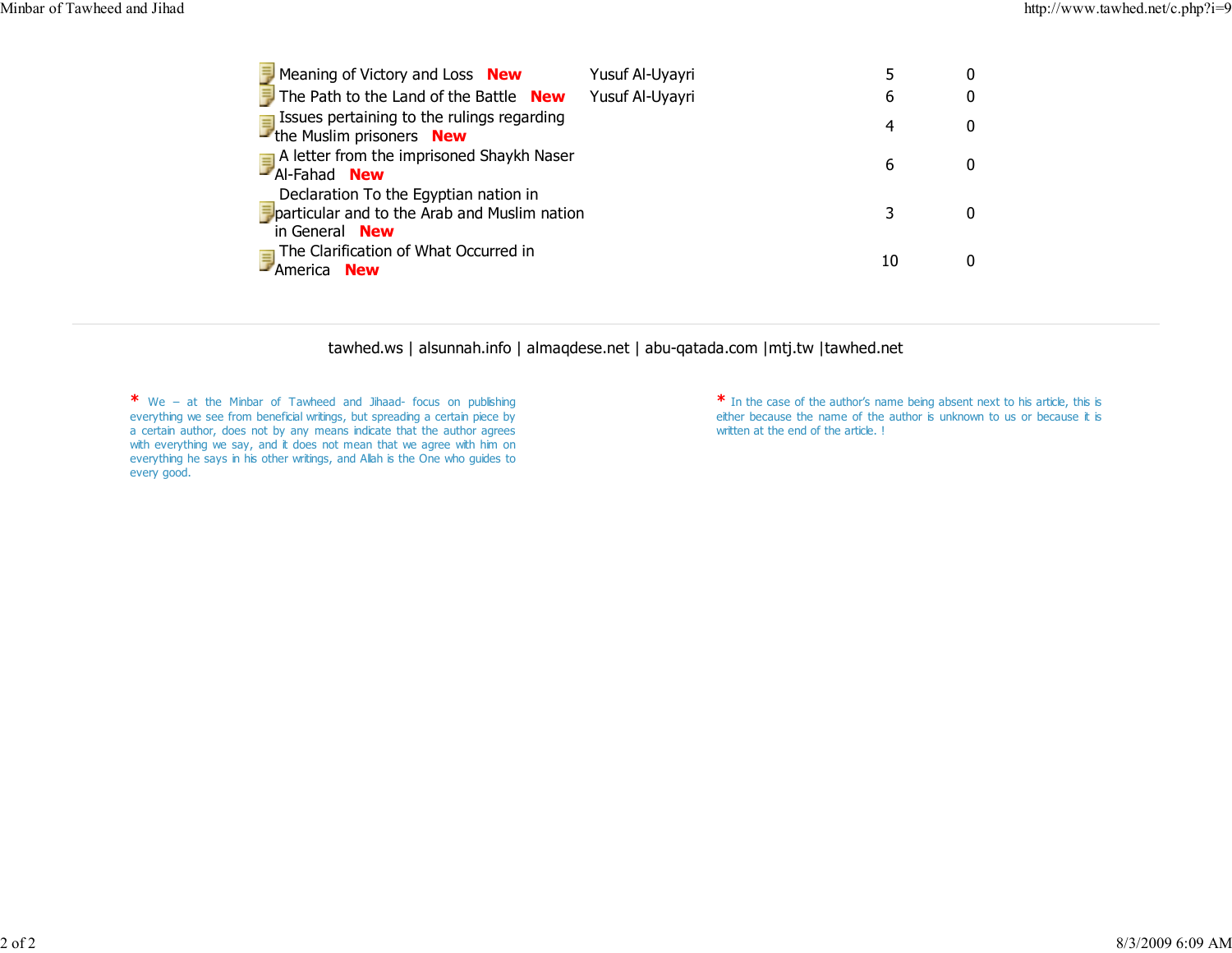| | | | |
|---|---|---|---|
| Meaning of Victory and Loss **New** | Yusuf Al-Uyayri | 5 | 0 |
| The Path to the Land of the Battle **New** | Yusuf Al-Uyayri | 6 | 0 |
| Issues pertaining to the rulings regarding the Muslim prisoners **New** | | 4 | 0 |
| A letter from the imprisoned Shaykh Naser Al-Fahad **New** | | 6 | 0 |
| Declaration To the Egyptian nation in particular and to the Arab and Muslim nation in General **New** | | 3 | 0 |
| The Clarification of What Occurred in America **New** | | 10 | 0 |

---

tawhed.ws | alsunnah.info | almaqdese.net | abu-qatada.com |mtj.tw |tawhed.net

* We – at the Minbar of Tawheed and Jihaad- focus on publishing everything we see from beneficial writings, but spreading a certain piece by a certain author, does not by any means indicate that the author agrees with everything we say, and it does not mean that we agree with him on everything he says in his other writings, and Allah is the One who guides to every good.

* In the case of the author's name being absent next to his article, this is either because the name of the author is unknown to us or because it is written at the end of the article. !